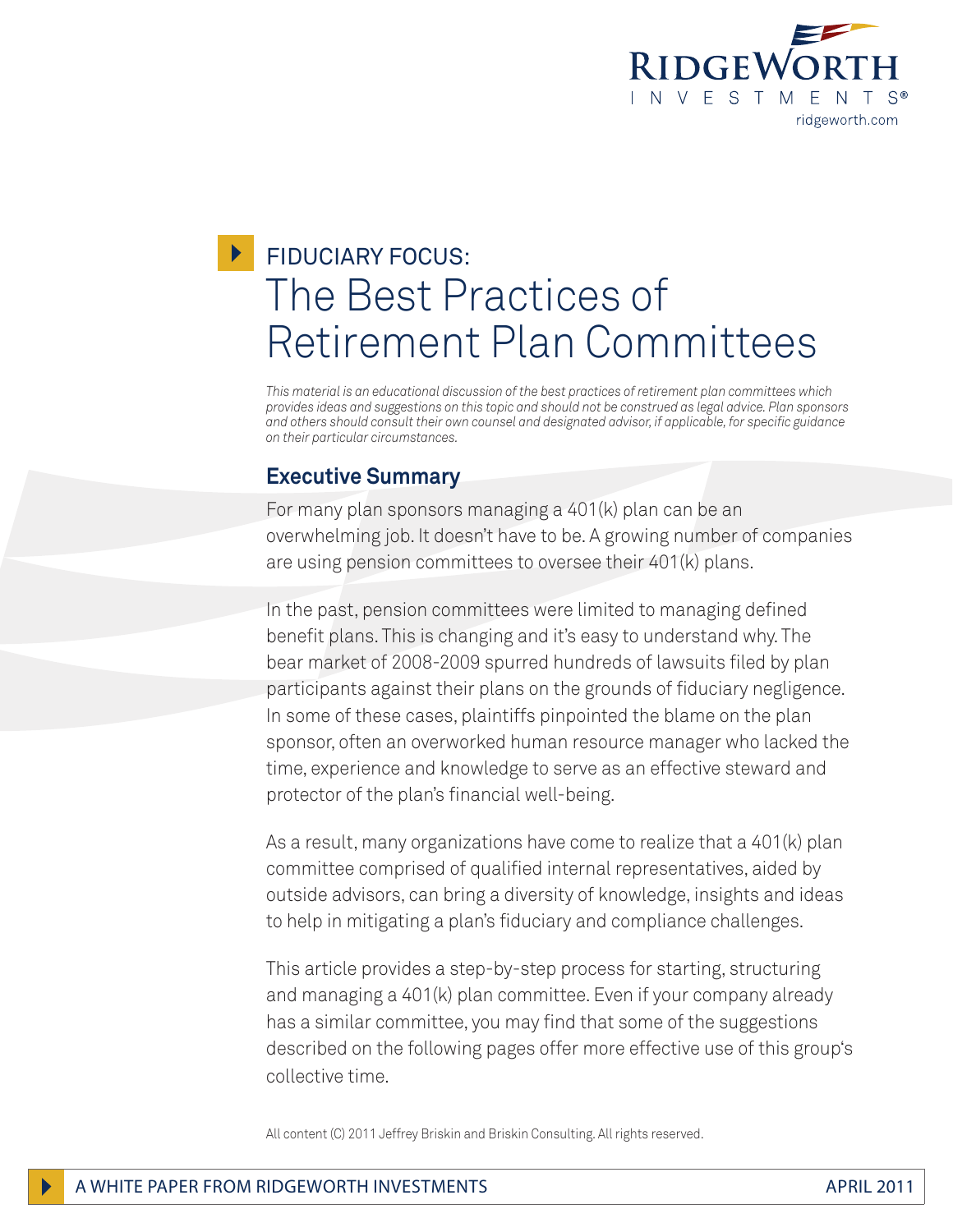RIDGEWORTH INVESTMENTS®
ridgeworth.com

# FIDUCIARY FOCUS: The Best Practices of Retirement Plan Committees

*This material is an educational discussion of the best practices of retirement plan committees which provides ideas and suggestions on this topic and should not be construed as legal advice. Plan sponsors and others should consult their own counsel and designated advisor, if applicable, for specific guidance on their particular circumstances.*

## Executive Summary

For many plan sponsors managing a 401(k) plan can be an overwhelming job. It doesn't have to be. A growing number of companies are using pension committees to oversee their 401(k) plans.

In the past, pension committees were limited to managing defined benefit plans. This is changing and it's easy to understand why. The bear market of 2008-2009 spurred hundreds of lawsuits filed by plan participants against their plans on the grounds of fiduciary negligence. In some of these cases, plaintiffs pinpointed the blame on the plan sponsor, often an overworked human resource manager who lacked the time, experience and knowledge to serve as an effective steward and protector of the plan's financial well-being.

As a result, many organizations have come to realize that a 401(k) plan committee comprised of qualified internal representatives, aided by outside advisors, can bring a diversity of knowledge, insights and ideas to help in mitigating a plan's fiduciary and compliance challenges.

This article provides a step-by-step process for starting, structuring and managing a 401(k) plan committee. Even if your company already has a similar committee, you may find that some of the suggestions described on the following pages offer more effective use of this group's collective time.

All content (C) 2011 Jeffrey Briskin and Briskin Consulting. All rights reserved.

A WHITE PAPER FROM RIDGEWORTH INVESTMENTS — APRIL 2011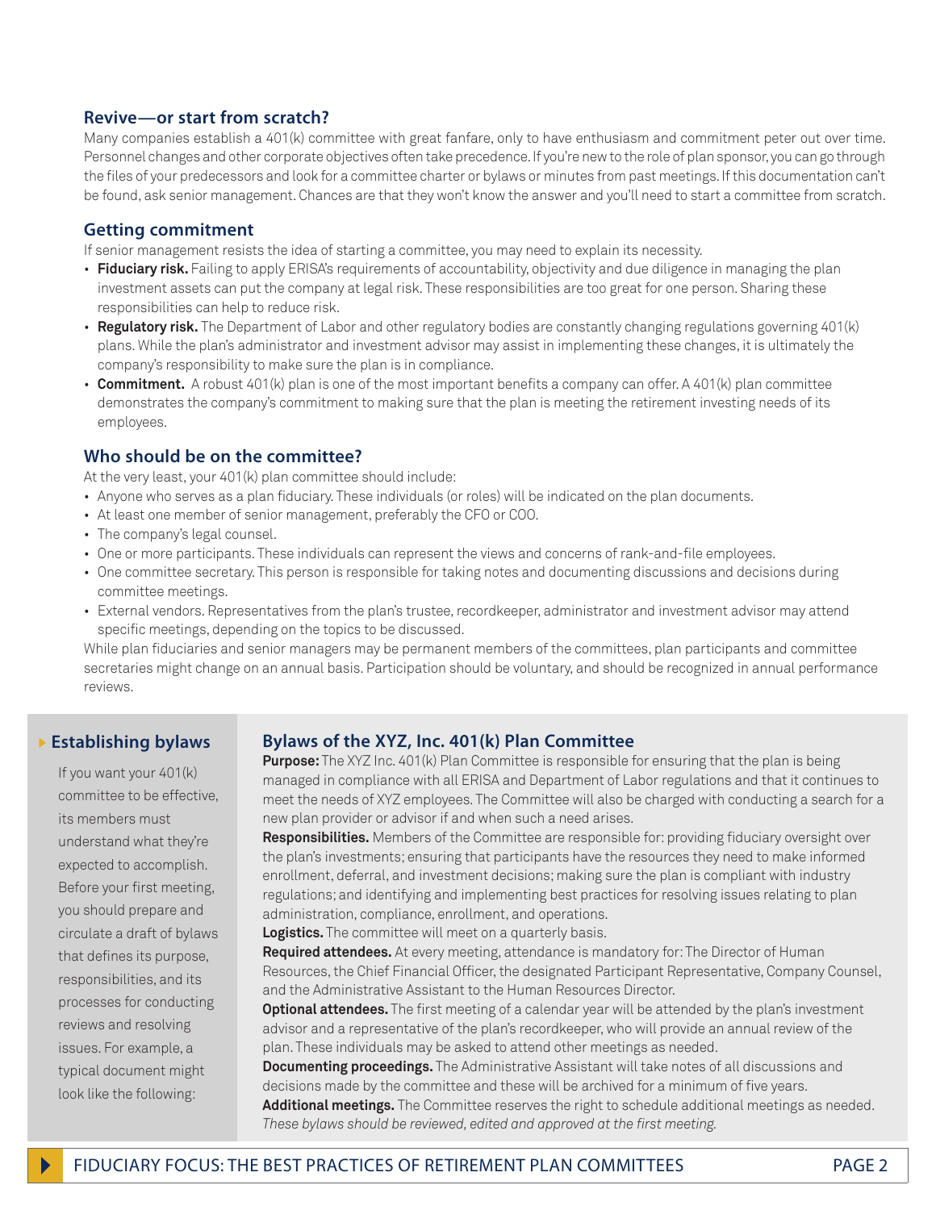## Revive—or start from scratch?

Many companies establish a 401(k) committee with great fanfare, only to have enthusiasm and commitment peter out over time. Personnel changes and other corporate objectives often take precedence. If you're new to the role of plan sponsor, you can go through the files of your predecessors and look for a committee charter or bylaws or minutes from past meetings. If this documentation can't be found, ask senior management. Chances are that they won't know the answer and you'll need to start a committee from scratch.

## Getting commitment

If senior management resists the idea of starting a committee, you may need to explain its necessity.

- **Fiduciary risk.** Failing to apply ERISA's requirements of accountability, objectivity and due diligence in managing the plan investment assets can put the company at legal risk. These responsibilities are too great for one person. Sharing these responsibilities can help to reduce risk.
- **Regulatory risk.** The Department of Labor and other regulatory bodies are constantly changing regulations governing 401(k) plans. While the plan's administrator and investment advisor may assist in implementing these changes, it is ultimately the company's responsibility to make sure the plan is in compliance.
- **Commitment.** A robust 401(k) plan is one of the most important benefits a company can offer. A 401(k) plan committee demonstrates the company's commitment to making sure that the plan is meeting the retirement investing needs of its employees.

## Who should be on the committee?

At the very least, your 401(k) plan committee should include:

- Anyone who serves as a plan fiduciary. These individuals (or roles) will be indicated on the plan documents.
- At least one member of senior management, preferably the CFO or COO.
- The company's legal counsel.
- One or more participants. These individuals can represent the views and concerns of rank-and-file employees.
- One committee secretary. This person is responsible for taking notes and documenting discussions and decisions during committee meetings.
- External vendors. Representatives from the plan's trustee, recordkeeper, administrator and investment advisor may attend specific meetings, depending on the topics to be discussed.

While plan fiduciaries and senior managers may be permanent members of the committees, plan participants and committee secretaries might change on an annual basis. Participation should be voluntary, and should be recognized in annual performance reviews.

## Establishing bylaws

If you want your 401(k) committee to be effective, its members must understand what they're expected to accomplish. Before your first meeting, you should prepare and circulate a draft of bylaws that defines its purpose, responsibilities, and its processes for conducting reviews and resolving issues. For example, a typical document might look like the following:

### Bylaws of the XYZ, Inc. 401(k) Plan Committee

**Purpose:** The XYZ Inc. 401(k) Plan Committee is responsible for ensuring that the plan is being managed in compliance with all ERISA and Department of Labor regulations and that it continues to meet the needs of XYZ employees. The Committee will also be charged with conducting a search for a new plan provider or advisor if and when such a need arises.

**Responsibilities.** Members of the Committee are responsible for: providing fiduciary oversight over the plan's investments; ensuring that participants have the resources they need to make informed enrollment, deferral, and investment decisions; making sure the plan is compliant with industry regulations; and identifying and implementing best practices for resolving issues relating to plan administration, compliance, enrollment, and operations.

**Logistics.** The committee will meet on a quarterly basis.

**Required attendees.** At every meeting, attendance is mandatory for: The Director of Human Resources, the Chief Financial Officer, the designated Participant Representative, Company Counsel, and the Administrative Assistant to the Human Resources Director.

**Optional attendees.** The first meeting of a calendar year will be attended by the plan's investment advisor and a representative of the plan's recordkeeper, who will provide an annual review of the plan. These individuals may be asked to attend other meetings as needed.

**Documenting proceedings.** The Administrative Assistant will take notes of all discussions and decisions made by the committee and these will be archived for a minimum of five years.

**Additional meetings.** The Committee reserves the right to schedule additional meetings as needed.

*These bylaws should be reviewed, edited and approved at the first meeting.*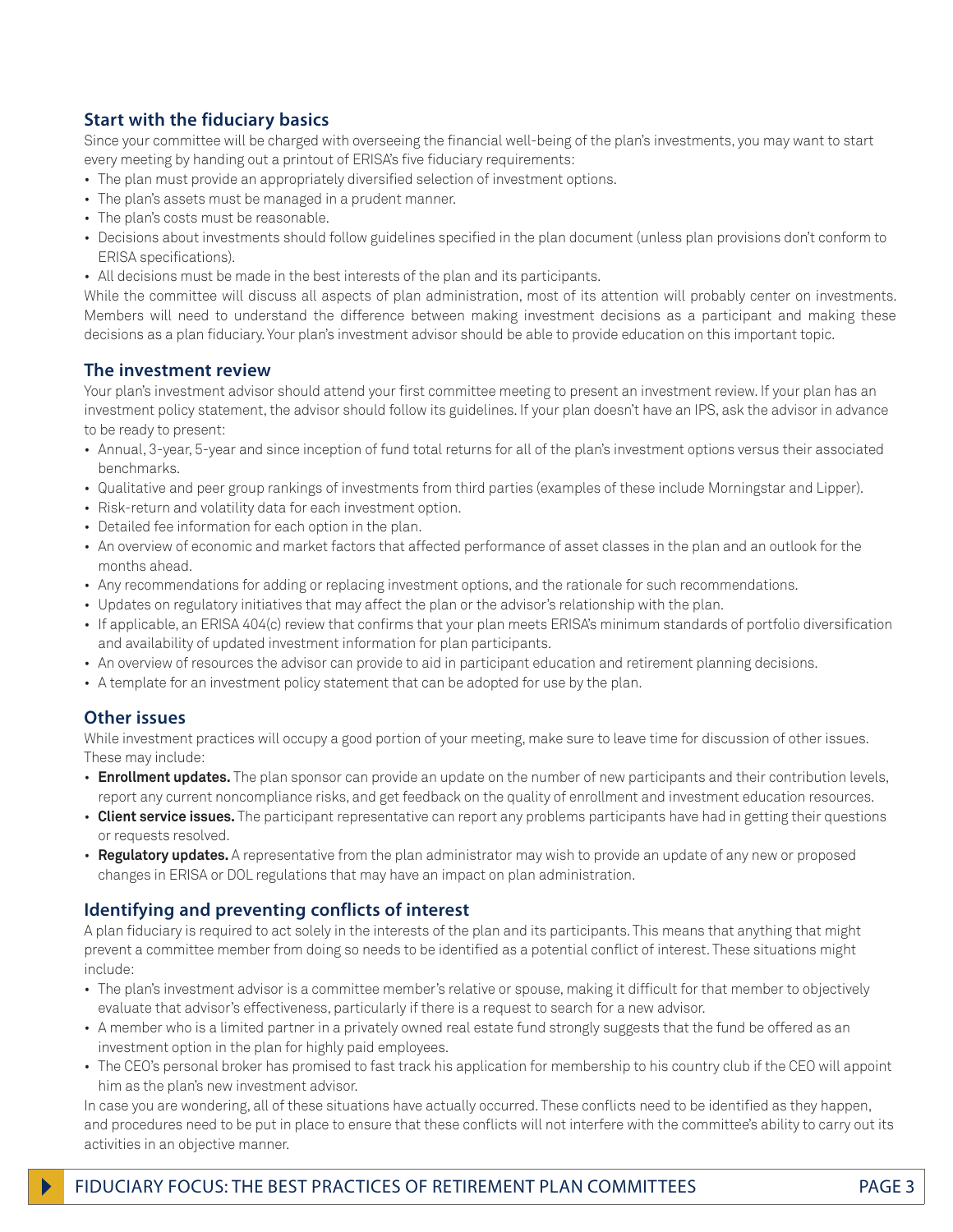## Start with the fiduciary basics

Since your committee will be charged with overseeing the financial well-being of the plan's investments, you may want to start every meeting by handing out a printout of ERISA's five fiduciary requirements:

- The plan must provide an appropriately diversified selection of investment options.
- The plan's assets must be managed in a prudent manner.
- The plan's costs must be reasonable.
- Decisions about investments should follow guidelines specified in the plan document (unless plan provisions don't conform to ERISA specifications).
- All decisions must be made in the best interests of the plan and its participants.

While the committee will discuss all aspects of plan administration, most of its attention will probably center on investments. Members will need to understand the difference between making investment decisions as a participant and making these decisions as a plan fiduciary. Your plan's investment advisor should be able to provide education on this important topic.

## The investment review

Your plan's investment advisor should attend your first committee meeting to present an investment review. If your plan has an investment policy statement, the advisor should follow its guidelines. If your plan doesn't have an IPS, ask the advisor in advance to be ready to present:

- Annual, 3-year, 5-year and since inception of fund total returns for all of the plan's investment options versus their associated benchmarks.
- Qualitative and peer group rankings of investments from third parties (examples of these include Morningstar and Lipper).
- Risk-return and volatility data for each investment option.
- Detailed fee information for each option in the plan.
- An overview of economic and market factors that affected performance of asset classes in the plan and an outlook for the months ahead.
- Any recommendations for adding or replacing investment options, and the rationale for such recommendations.
- Updates on regulatory initiatives that may affect the plan or the advisor's relationship with the plan.
- If applicable, an ERISA 404(c) review that confirms that your plan meets ERISA's minimum standards of portfolio diversification and availability of updated investment information for plan participants.
- An overview of resources the advisor can provide to aid in participant education and retirement planning decisions.
- A template for an investment policy statement that can be adopted for use by the plan.

## Other issues

While investment practices will occupy a good portion of your meeting, make sure to leave time for discussion of other issues. These may include:

- **Enrollment updates.** The plan sponsor can provide an update on the number of new participants and their contribution levels, report any current noncompliance risks, and get feedback on the quality of enrollment and investment education resources.
- **Client service issues.** The participant representative can report any problems participants have had in getting their questions or requests resolved.
- **Regulatory updates.** A representative from the plan administrator may wish to provide an update of any new or proposed changes in ERISA or DOL regulations that may have an impact on plan administration.

## Identifying and preventing conflicts of interest

A plan fiduciary is required to act solely in the interests of the plan and its participants. This means that anything that might prevent a committee member from doing so needs to be identified as a potential conflict of interest. These situations might include:

- The plan's investment advisor is a committee member's relative or spouse, making it difficult for that member to objectively evaluate that advisor's effectiveness, particularly if there is a request to search for a new advisor.
- A member who is a limited partner in a privately owned real estate fund strongly suggests that the fund be offered as an investment option in the plan for highly paid employees.
- The CEO's personal broker has promised to fast track his application for membership to his country club if the CEO will appoint him as the plan's new investment advisor.

In case you are wondering, all of these situations have actually occurred. These conflicts need to be identified as they happen, and procedures need to be put in place to ensure that these conflicts will not interfere with the committee's ability to carry out its activities in an objective manner.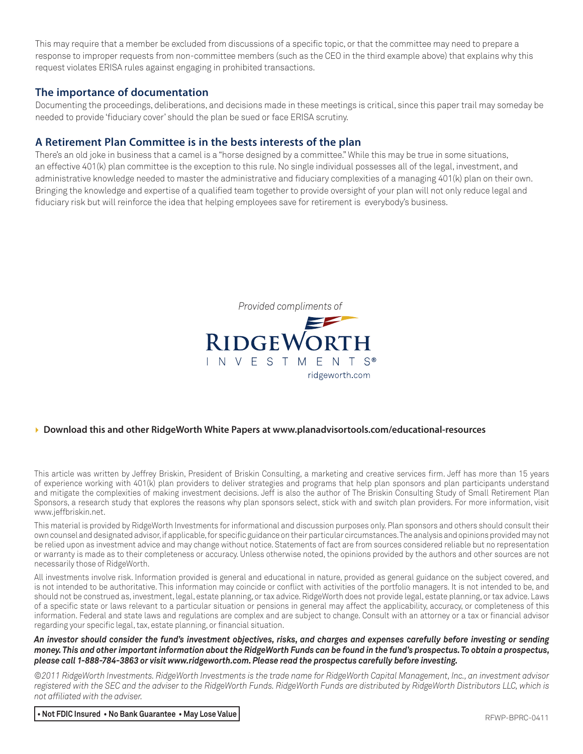This may require that a member be excluded from discussions of a specific topic, or that the committee may need to prepare a response to improper requests from non-committee members (such as the CEO in the third example above) that explains why this request violates ERISA rules against engaging in prohibited transactions.

## The importance of documentation

Documenting the proceedings, deliberations, and decisions made in these meetings is critical, since this paper trail may someday be needed to provide 'fiduciary cover' should the plan be sued or face ERISA scrutiny.

## A Retirement Plan Committee is in the bests interests of the plan

There's an old joke in business that a camel is a "horse designed by a committee." While this may be true in some situations, an effective 401(k) plan committee is the exception to this rule. No single individual possesses all of the legal, investment, and administrative knowledge needed to master the administrative and fiduciary complexities of a managing 401(k) plan on their own. Bringing the knowledge and expertise of a qualified team together to provide oversight of your plan will not only reduce legal and fiduciary risk but will reinforce the idea that helping employees save for retirement is everybody's business.

*Provided compliments of*

RIDGEWORTH INVESTMENTS®

ridgeworth.com

**Download this and other RidgeWorth White Papers at www.planadvisortools.com/educational-resources**

This article was written by Jeffrey Briskin, President of Briskin Consulting, a marketing and creative services firm. Jeff has more than 15 years of experience working with 401(k) plan providers to deliver strategies and programs that help plan sponsors and plan participants understand and mitigate the complexities of making investment decisions. Jeff is also the author of The Briskin Consulting Study of Small Retirement Plan Sponsors, a research study that explores the reasons why plan sponsors select, stick with and switch plan providers. For more information, visit www.jeffbriskin.net.

This material is provided by RidgeWorth Investments for informational and discussion purposes only. Plan sponsors and others should consult their own counsel and designated advisor, if applicable, for specific guidance on their particular circumstances. The analysis and opinions provided may not be relied upon as investment advice and may change without notice. Statements of fact are from sources considered reliable but no representation or warranty is made as to their completeness or accuracy. Unless otherwise noted, the opinions provided by the authors and other sources are not necessarily those of RidgeWorth.

All investments involve risk. Information provided is general and educational in nature, provided as general guidance on the subject covered, and is not intended to be authoritative. This information may coincide or conflict with activities of the portfolio managers. It is not intended to be, and should not be construed as, investment, legal, estate planning, or tax advice. RidgeWorth does not provide legal, estate planning, or tax advice. Laws of a specific state or laws relevant to a particular situation or pensions in general may affect the applicability, accuracy, or completeness of this information. Federal and state laws and regulations are complex and are subject to change. Consult with an attorney or a tax or financial advisor regarding your specific legal, tax, estate planning, or financial situation.

***An investor should consider the fund's investment objectives, risks, and charges and expenses carefully before investing or sending money. This and other important information about the RidgeWorth Funds can be found in the fund's prospectus. To obtain a prospectus, please call 1-888-784-3863 or visit www.ridgeworth.com. Please read the prospectus carefully before investing.***

*©2011 RidgeWorth Investments. RidgeWorth Investments is the trade name for RidgeWorth Capital Management, Inc., an investment advisor registered with the SEC and the adviser to the RidgeWorth Funds. RidgeWorth Funds are distributed by RidgeWorth Distributors LLC, which is not affiliated with the adviser.*

**• Not FDIC Insured • No Bank Guarantee • May Lose Value**

RFWP-BPRC-0411